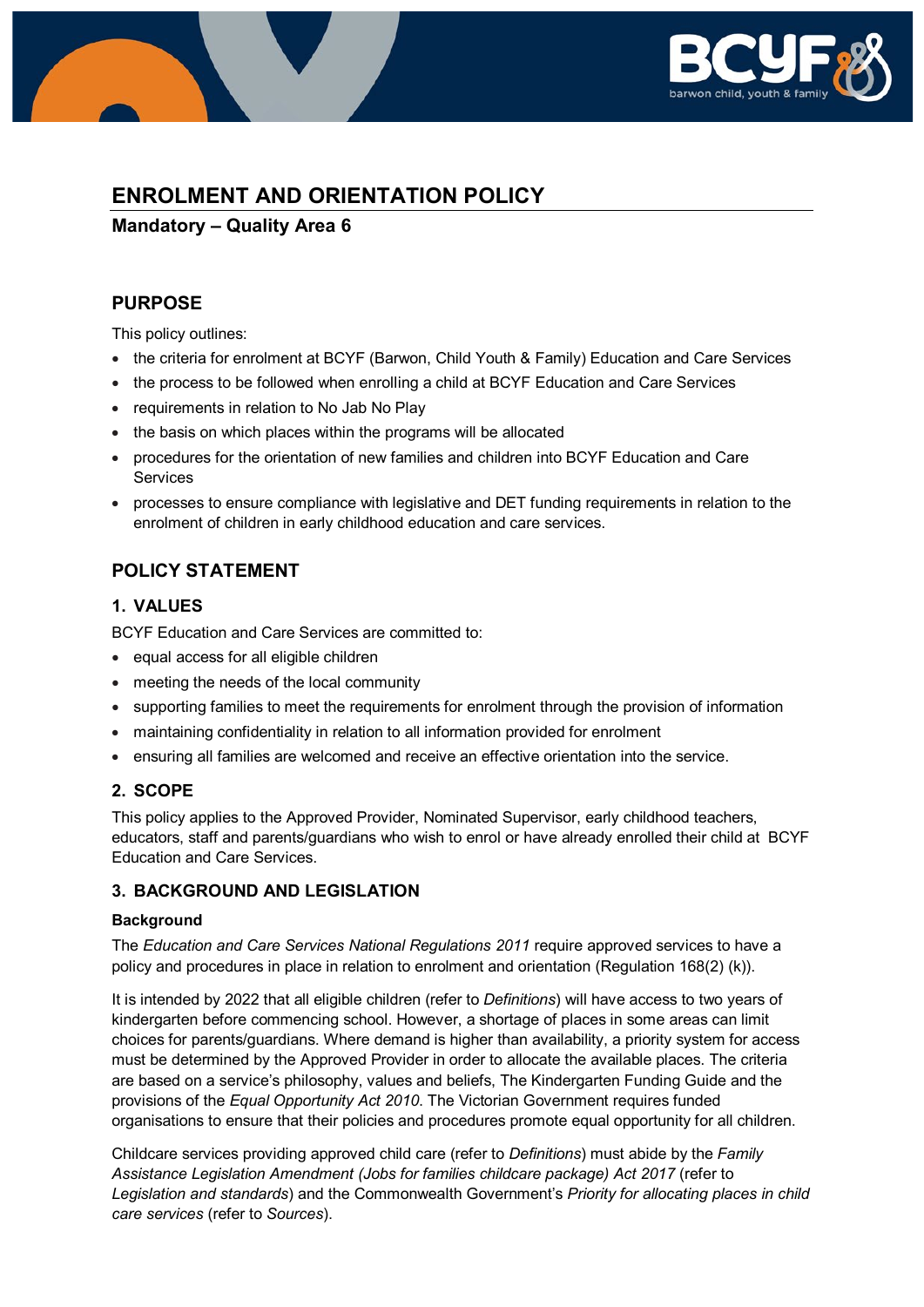# ENROLMENT AND ORIENTATION POLICY

## Mandatory – Quality Area 6

## PURPOSE

This policy outlines:

- the criteria for enrolment at BCYF (Barwon, Child Youth & Family) Education and Care Services
- the process to be followed when enrolling a child at BCYF Education and Care Services
- requirements in relation to No Jab No Play
- the basis on which places within the programs will be allocated
- procedures for the orientation of new families and children into BCYF Education and Care Services
- processes to ensure compliance with legislative and DET funding requirements in relation to the enrolment of children in early childhood education and care services.

## POLICY STATEMENT

### 1. VALUES

BCYF Education and Care Services are committed to:

- equal access for all eligible children
- meeting the needs of the local community
- supporting families to meet the requirements for enrolment through the provision of information
- maintaining confidentiality in relation to all information provided for enrolment
- ensuring all families are welcomed and receive an effective orientation into the service.

### 2. SCOPE

This policy applies to the Approved Provider, Nominated Supervisor, early childhood teachers, educators, staff and parents/guardians who wish to enrol or have already enrolled their child at BCYF Education and Care Services.

### 3. BACKGROUND AND LEGISLATION

#### Background

The *Education and Care Services National Regulations 2011* require approved services to have a policy and procedures in place in relation to enrolment and orientation (Regulation 168(2) (k)).

It is intended by 2022 that all eligible children (refer to *Definitions*) will have access to two years of kindergarten before commencing school. However, a shortage of places in some areas can limit choices for parents/guardians. Where demand is higher than availability, a priority system for access must be determined by the Approved Provider in order to allocate the available places. The criteria are based on a service's philosophy, values and beliefs, The Kindergarten Funding Guide and the provisions of the *Equal Opportunity Act 2010*. The Victorian Government requires funded organisations to ensure that their policies and procedures promote equal opportunity for all children.

Childcare services providing approved child care (refer to *Definitions*) must abide by the *Family Assistance Legislation Amendment (Jobs for families childcare package) Act 2017* (refer to *Legislation and standards*) and the Commonwealth Government's *Priority for allocating places in child care services* (refer to *Sources*).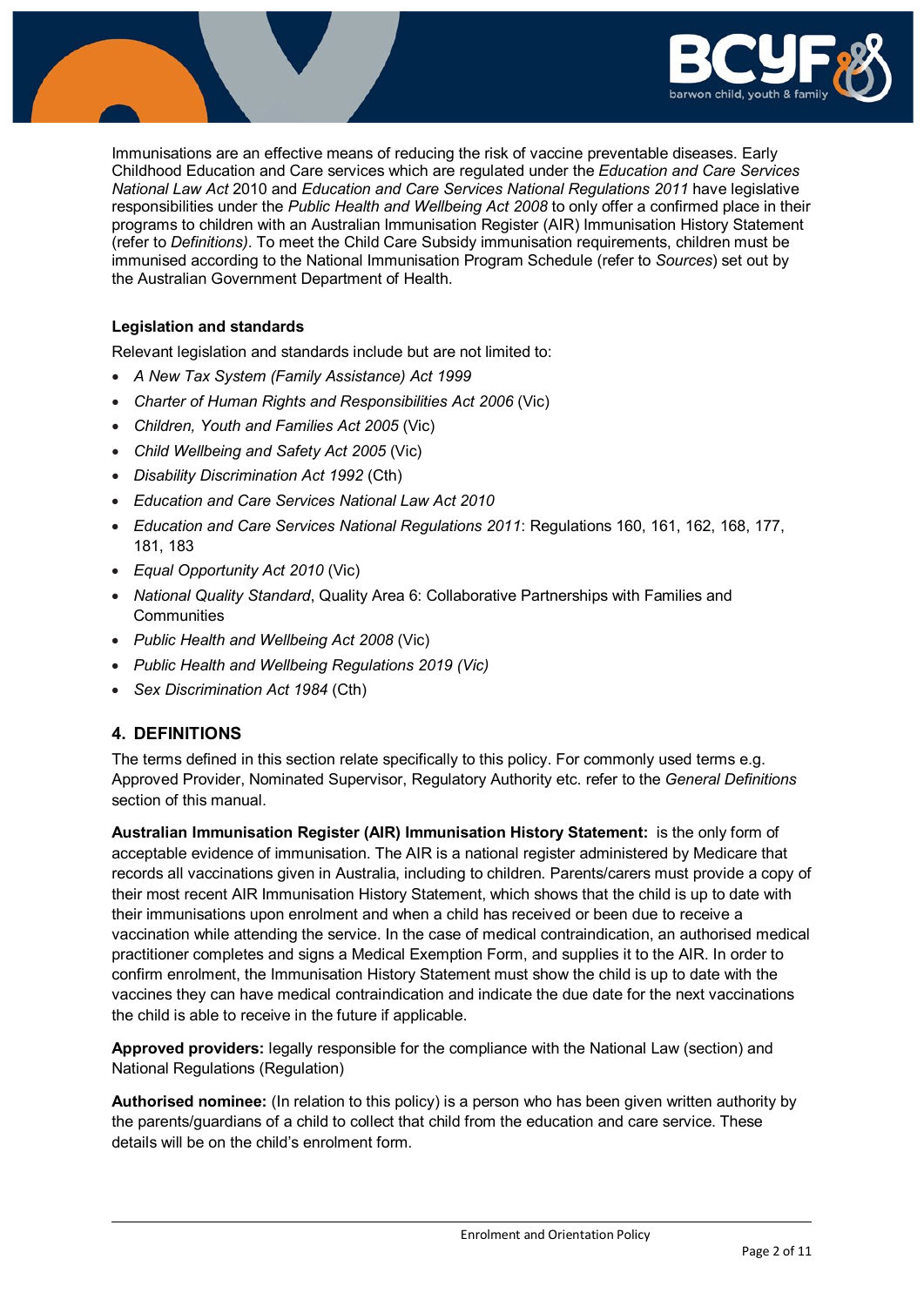Immunisations are an effective means of reducing the risk of vaccine preventable diseases. Early Childhood Education and Care services which are regulated under the *Education and Care Services National Law Act* 2010 and *Education and Care Services National Regulations 2011* have legislative responsibilities under the *Public Health and Wellbeing Act 2008* to only offer a confirmed place in their programs to children with an Australian Immunisation Register (AIR) Immunisation History Statement (refer to *Definitions)*. To meet the Child Care Subsidy immunisation requirements, children must be immunised according to the National Immunisation Program Schedule (refer to *Sources*) set out by the Australian Government Department of Health.

**Legislation and standards**

Relevant legislation and standards include but are not limited to:

- *A New Tax System (Family Assistance) Act 1999*
- *Charter of Human Rights and Responsibilities Act 2006* (Vic)
- *Children, Youth and Families Act 2005* (Vic)
- *Child Wellbeing and Safety Act 2005* (Vic)
- *Disability Discrimination Act 1992* (Cth)
- *Education and Care Services National Law Act 2010*
- *Education and Care Services National Regulations 2011*: Regulations 160, 161, 162, 168, 177, 181, 183
- *Equal Opportunity Act 2010* (Vic)
- *National Quality Standard*, Quality Area 6: Collaborative Partnerships with Families and Communities
- *Public Health and Wellbeing Act 2008* (Vic)
- *Public Health and Wellbeing Regulations 2019 (Vic)*
- *Sex Discrimination Act 1984* (Cth)

## 4. DEFINITIONS

The terms defined in this section relate specifically to this policy. For commonly used terms e.g. Approved Provider, Nominated Supervisor, Regulatory Authority etc. refer to the *General Definitions* section of this manual.

**Australian Immunisation Register (AIR) Immunisation History Statement:** is the only form of acceptable evidence of immunisation. The AIR is a national register administered by Medicare that records all vaccinations given in Australia, including to children. Parents/carers must provide a copy of their most recent AIR Immunisation History Statement, which shows that the child is up to date with their immunisations upon enrolment and when a child has received or been due to receive a vaccination while attending the service. In the case of medical contraindication, an authorised medical practitioner completes and signs a Medical Exemption Form, and supplies it to the AIR. In order to confirm enrolment, the Immunisation History Statement must show the child is up to date with the vaccines they can have medical contraindication and indicate the due date for the next vaccinations the child is able to receive in the future if applicable.

**Approved providers:** legally responsible for the compliance with the National Law (section) and National Regulations (Regulation)

**Authorised nominee:** (In relation to this policy) is a person who has been given written authority by the parents/guardians of a child to collect that child from the education and care service. These details will be on the child's enrolment form.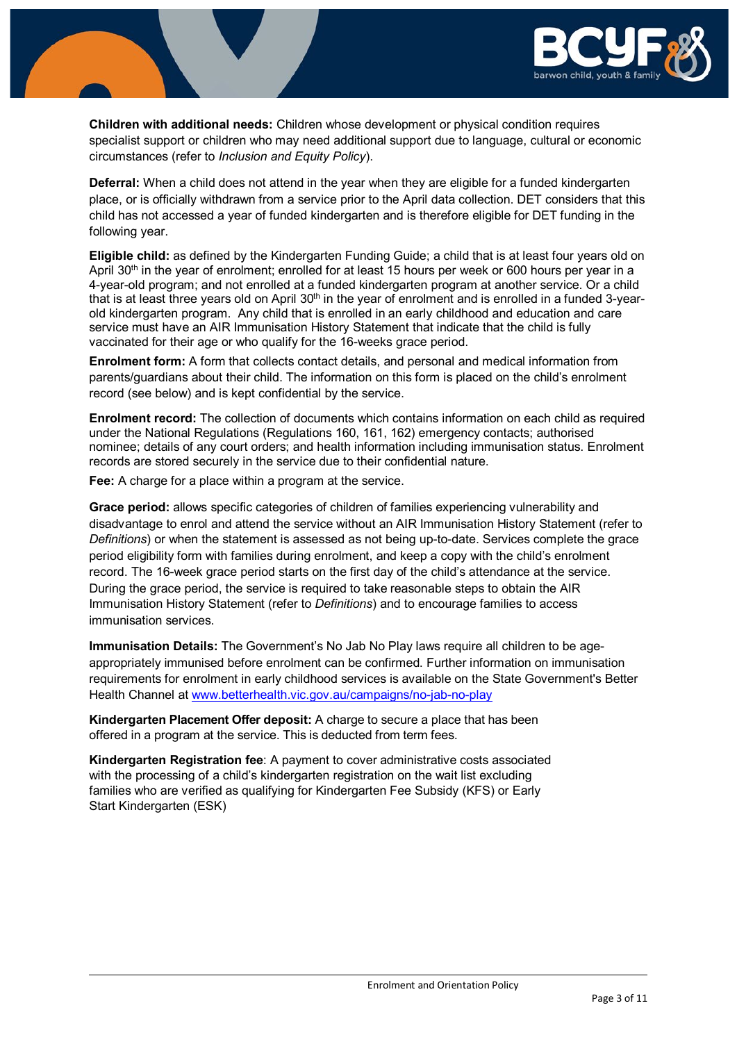**Children with additional needs:** Children whose development or physical condition requires specialist support or children who may need additional support due to language, cultural or economic circumstances (refer to *Inclusion and Equity Policy*).

**Deferral:** When a child does not attend in the year when they are eligible for a funded kindergarten place, or is officially withdrawn from a service prior to the April data collection. DET considers that this child has not accessed a year of funded kindergarten and is therefore eligible for DET funding in the following year.

**Eligible child:** as defined by the Kindergarten Funding Guide; a child that is at least four years old on April 30th in the year of enrolment; enrolled for at least 15 hours per week or 600 hours per year in a 4-year-old program; and not enrolled at a funded kindergarten program at another service. Or a child that is at least three years old on April 30th in the year of enrolment and is enrolled in a funded 3-year-old kindergarten program. Any child that is enrolled in an early childhood and education and care service must have an AIR Immunisation History Statement that indicate that the child is fully vaccinated for their age or who qualify for the 16-weeks grace period.

**Enrolment form:** A form that collects contact details, and personal and medical information from parents/guardians about their child. The information on this form is placed on the child's enrolment record (see below) and is kept confidential by the service.

**Enrolment record:** The collection of documents which contains information on each child as required under the National Regulations (Regulations 160, 161, 162) emergency contacts; authorised nominee; details of any court orders; and health information including immunisation status. Enrolment records are stored securely in the service due to their confidential nature.

**Fee:** A charge for a place within a program at the service.

**Grace period:** allows specific categories of children of families experiencing vulnerability and disadvantage to enrol and attend the service without an AIR Immunisation History Statement (refer to *Definitions*) or when the statement is assessed as not being up-to-date. Services complete the grace period eligibility form with families during enrolment, and keep a copy with the child's enrolment record. The 16-week grace period starts on the first day of the child's attendance at the service. During the grace period, the service is required to take reasonable steps to obtain the AIR Immunisation History Statement (refer to *Definitions*) and to encourage families to access immunisation services.

**Immunisation Details:** The Government's No Jab No Play laws require all children to be age-appropriately immunised before enrolment can be confirmed. Further information on immunisation requirements for enrolment in early childhood services is available on the State Government's Better Health Channel at www.betterhealth.vic.gov.au/campaigns/no-jab-no-play

**Kindergarten Placement Offer deposit:** A charge to secure a place that has been offered in a program at the service. This is deducted from term fees.

**Kindergarten Registration fee**: A payment to cover administrative costs associated with the processing of a child's kindergarten registration on the wait list excluding families who are verified as qualifying for Kindergarten Fee Subsidy (KFS) or Early Start Kindergarten (ESK)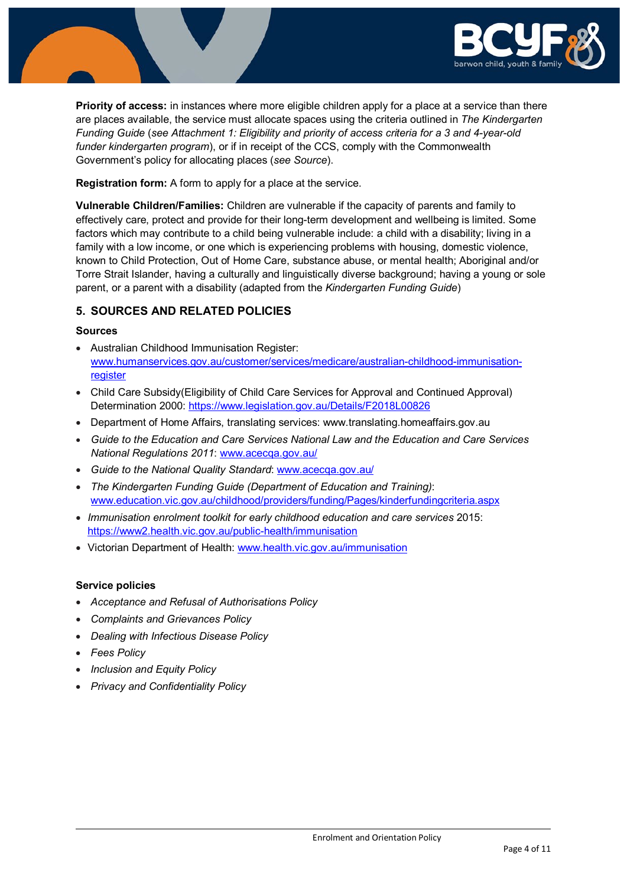**Priority of access:** in instances where more eligible children apply for a place at a service than there are places available, the service must allocate spaces using the criteria outlined in *The Kindergarten Funding Guide* (*see Attachment 1: Eligibility and priority of access criteria for a 3 and 4-year-old funder kindergarten program*), or if in receipt of the CCS, comply with the Commonwealth Government's policy for allocating places (*see Source*).

**Registration form:** A form to apply for a place at the service.

**Vulnerable Children/Families:** Children are vulnerable if the capacity of parents and family to effectively care, protect and provide for their long-term development and wellbeing is limited. Some factors which may contribute to a child being vulnerable include: a child with a disability; living in a family with a low income, or one which is experiencing problems with housing, domestic violence, known to Child Protection, Out of Home Care, substance abuse, or mental health; Aboriginal and/or Torre Strait Islander, having a culturally and linguistically diverse background; having a young or sole parent, or a parent with a disability (adapted from the *Kindergarten Funding Guide*)

## 5. SOURCES AND RELATED POLICIES

### Sources

- Australian Childhood Immunisation Register: www.humanservices.gov.au/customer/services/medicare/australian-childhood-immunisation-register
- Child Care Subsidy(Eligibility of Child Care Services for Approval and Continued Approval) Determination 2000: https://www.legislation.gov.au/Details/F2018L00826
- Department of Home Affairs, translating services: www.translating.homeaffairs.gov.au
- *Guide to the Education and Care Services National Law and the Education and Care Services National Regulations 2011*: www.acecqa.gov.au/
- *Guide to the National Quality Standard*: www.acecqa.gov.au/
- *The Kindergarten Funding Guide (Department of Education and Training)*: www.education.vic.gov.au/childhood/providers/funding/Pages/kinderfundingcriteria.aspx
- *Immunisation enrolment toolkit for early childhood education and care services* 2015: https://www2.health.vic.gov.au/public-health/immunisation
- Victorian Department of Health: www.health.vic.gov.au/immunisation

### Service policies

- *Acceptance and Refusal of Authorisations Policy*
- *Complaints and Grievances Policy*
- *Dealing with Infectious Disease Policy*
- *Fees Policy*
- *Inclusion and Equity Policy*
- *Privacy and Confidentiality Policy*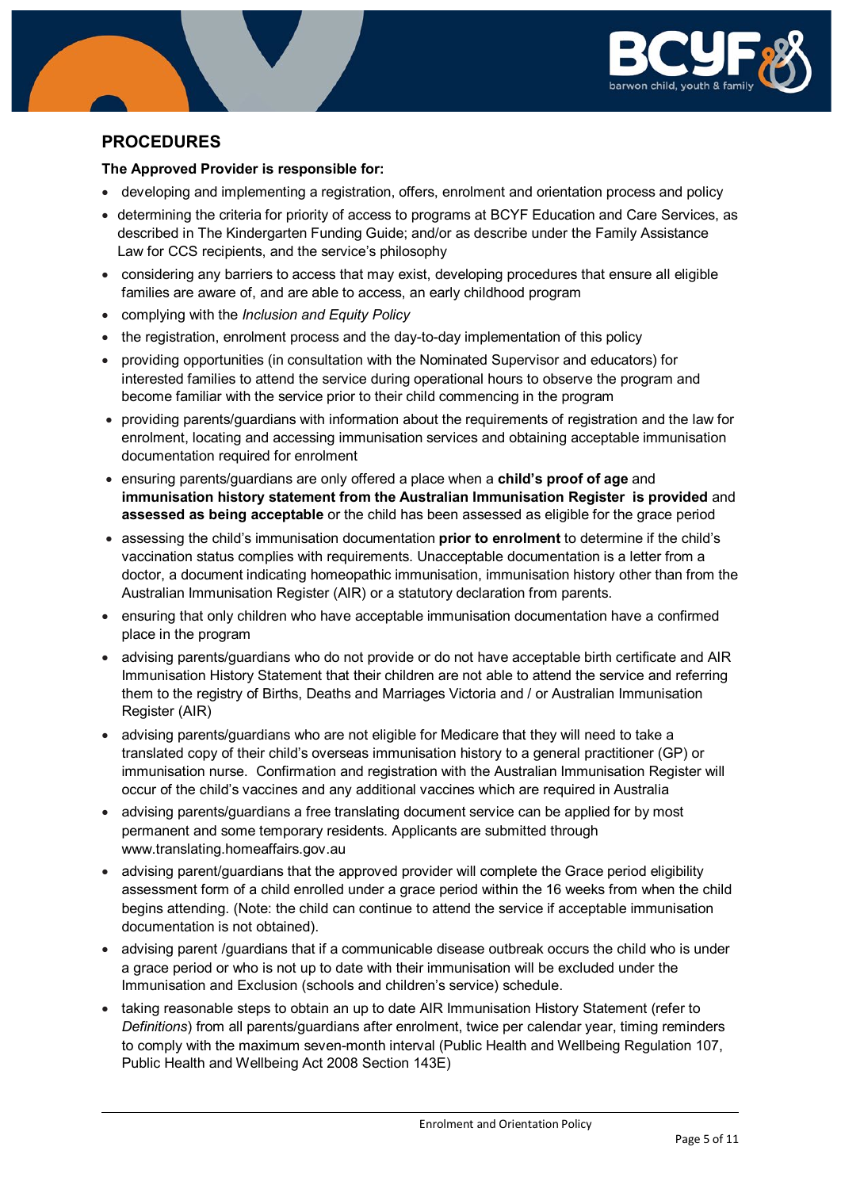## PROCEDURES

**The Approved Provider is responsible for:**

- developing and implementing a registration, offers, enrolment and orientation process and policy
- determining the criteria for priority of access to programs at BCYF Education and Care Services, as described in The Kindergarten Funding Guide; and/or as describe under the Family Assistance Law for CCS recipients, and the service's philosophy
- considering any barriers to access that may exist, developing procedures that ensure all eligible families are aware of, and are able to access, an early childhood program
- complying with the *Inclusion and Equity Policy*
- the registration, enrolment process and the day-to-day implementation of this policy
- providing opportunities (in consultation with the Nominated Supervisor and educators) for interested families to attend the service during operational hours to observe the program and become familiar with the service prior to their child commencing in the program
- providing parents/guardians with information about the requirements of registration and the law for enrolment, locating and accessing immunisation services and obtaining acceptable immunisation documentation required for enrolment
- ensuring parents/guardians are only offered a place when a **child's proof of age** and **immunisation history statement from the Australian Immunisation Register is provided** and **assessed as being acceptable** or the child has been assessed as eligible for the grace period
- assessing the child's immunisation documentation **prior to enrolment** to determine if the child's vaccination status complies with requirements. Unacceptable documentation is a letter from a doctor, a document indicating homeopathic immunisation, immunisation history other than from the Australian Immunisation Register (AIR) or a statutory declaration from parents.
- ensuring that only children who have acceptable immunisation documentation have a confirmed place in the program
- advising parents/guardians who do not provide or do not have acceptable birth certificate and AIR Immunisation History Statement that their children are not able to attend the service and referring them to the registry of Births, Deaths and Marriages Victoria and / or Australian Immunisation Register (AIR)
- advising parents/guardians who are not eligible for Medicare that they will need to take a translated copy of their child's overseas immunisation history to a general practitioner (GP) or immunisation nurse. Confirmation and registration with the Australian Immunisation Register will occur of the child's vaccines and any additional vaccines which are required in Australia
- advising parents/guardians a free translating document service can be applied for by most permanent and some temporary residents. Applicants are submitted through www.translating.homeaffairs.gov.au
- advising parent/guardians that the approved provider will complete the Grace period eligibility assessment form of a child enrolled under a grace period within the 16 weeks from when the child begins attending. (Note: the child can continue to attend the service if acceptable immunisation documentation is not obtained).
- advising parent /guardians that if a communicable disease outbreak occurs the child who is under a grace period or who is not up to date with their immunisation will be excluded under the Immunisation and Exclusion (schools and children's service) schedule.
- taking reasonable steps to obtain an up to date AIR Immunisation History Statement (refer to *Definitions*) from all parents/guardians after enrolment, twice per calendar year, timing reminders to comply with the maximum seven-month interval (Public Health and Wellbeing Regulation 107, Public Health and Wellbeing Act 2008 Section 143E)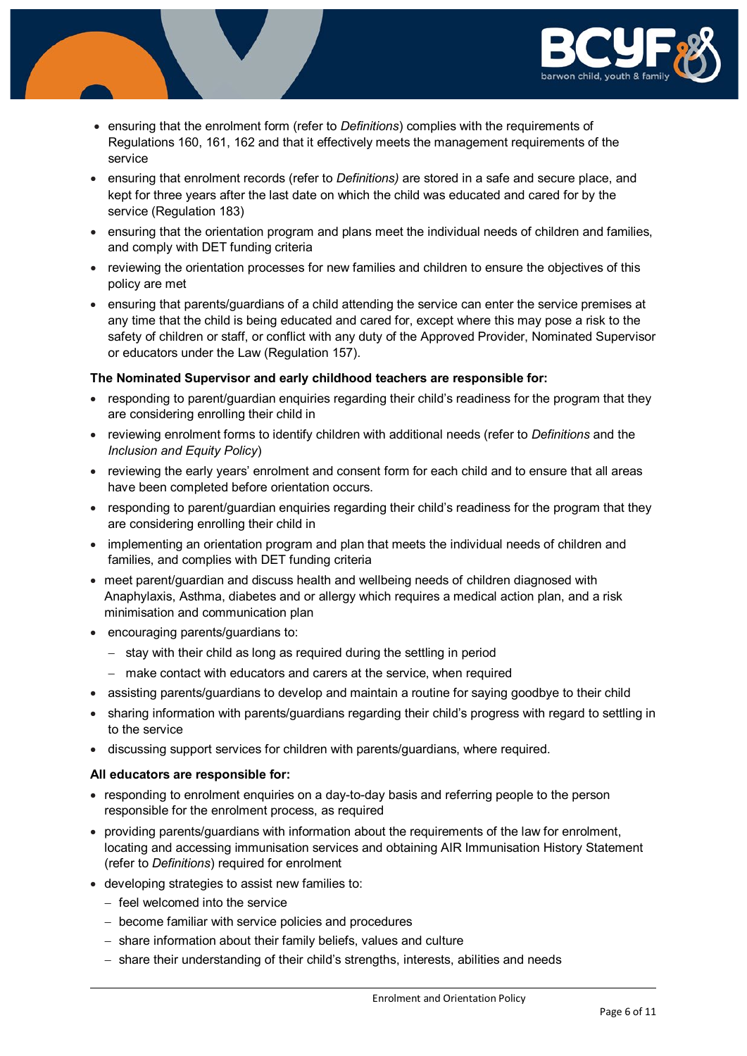- ensuring that the enrolment form (refer to *Definitions*) complies with the requirements of Regulations 160, 161, 162 and that it effectively meets the management requirements of the service
- ensuring that enrolment records (refer to *Definitions)* are stored in a safe and secure place, and kept for three years after the last date on which the child was educated and cared for by the service (Regulation 183)
- ensuring that the orientation program and plans meet the individual needs of children and families, and comply with DET funding criteria
- reviewing the orientation processes for new families and children to ensure the objectives of this policy are met
- ensuring that parents/guardians of a child attending the service can enter the service premises at any time that the child is being educated and cared for, except where this may pose a risk to the safety of children or staff, or conflict with any duty of the Approved Provider, Nominated Supervisor or educators under the Law (Regulation 157).

**The Nominated Supervisor and early childhood teachers are responsible for:**

- responding to parent/guardian enquiries regarding their child's readiness for the program that they are considering enrolling their child in
- reviewing enrolment forms to identify children with additional needs (refer to *Definitions* and the *Inclusion and Equity Policy*)
- reviewing the early years' enrolment and consent form for each child and to ensure that all areas have been completed before orientation occurs.
- responding to parent/guardian enquiries regarding their child's readiness for the program that they are considering enrolling their child in
- implementing an orientation program and plan that meets the individual needs of children and families, and complies with DET funding criteria
- meet parent/guardian and discuss health and wellbeing needs of children diagnosed with Anaphylaxis, Asthma, diabetes and or allergy which requires a medical action plan, and a risk minimisation and communication plan
- encouraging parents/guardians to:
  - stay with their child as long as required during the settling in period
  - make contact with educators and carers at the service, when required
- assisting parents/guardians to develop and maintain a routine for saying goodbye to their child
- sharing information with parents/guardians regarding their child's progress with regard to settling in to the service
- discussing support services for children with parents/guardians, where required.

**All educators are responsible for:**

- responding to enrolment enquiries on a day-to-day basis and referring people to the person responsible for the enrolment process, as required
- providing parents/guardians with information about the requirements of the law for enrolment, locating and accessing immunisation services and obtaining AIR Immunisation History Statement (refer to *Definitions*) required for enrolment
- developing strategies to assist new families to:
  - feel welcomed into the service
  - become familiar with service policies and procedures
  - share information about their family beliefs, values and culture
  - share their understanding of their child's strengths, interests, abilities and needs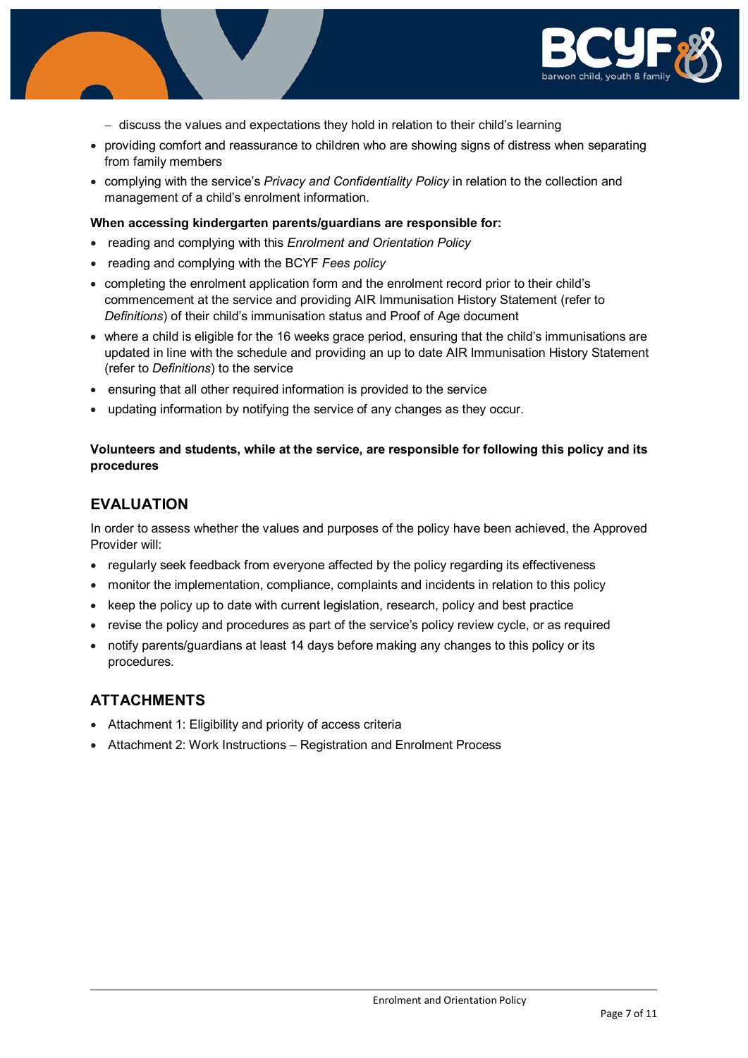- discuss the values and expectations they hold in relation to their child's learning
- providing comfort and reassurance to children who are showing signs of distress when separating from family members
- complying with the service's *Privacy and Confidentiality Policy* in relation to the collection and management of a child's enrolment information.

**When accessing kindergarten parents/guardians are responsible for:**

- reading and complying with this *Enrolment and Orientation Policy*
- reading and complying with the BCYF *Fees policy*
- completing the enrolment application form and the enrolment record prior to their child's commencement at the service and providing AIR Immunisation History Statement (refer to *Definitions*) of their child's immunisation status and Proof of Age document
- where a child is eligible for the 16 weeks grace period, ensuring that the child's immunisations are updated in line with the schedule and providing an up to date AIR Immunisation History Statement (refer to *Definitions*) to the service
- ensuring that all other required information is provided to the service
- updating information by notifying the service of any changes as they occur.

**Volunteers and students, while at the service, are responsible for following this policy and its procedures**

## EVALUATION

In order to assess whether the values and purposes of the policy have been achieved, the Approved Provider will:

- regularly seek feedback from everyone affected by the policy regarding its effectiveness
- monitor the implementation, compliance, complaints and incidents in relation to this policy
- keep the policy up to date with current legislation, research, policy and best practice
- revise the policy and procedures as part of the service's policy review cycle, or as required
- notify parents/guardians at least 14 days before making any changes to this policy or its procedures.

## ATTACHMENTS

- Attachment 1: Eligibility and priority of access criteria
- Attachment 2: Work Instructions – Registration and Enrolment Process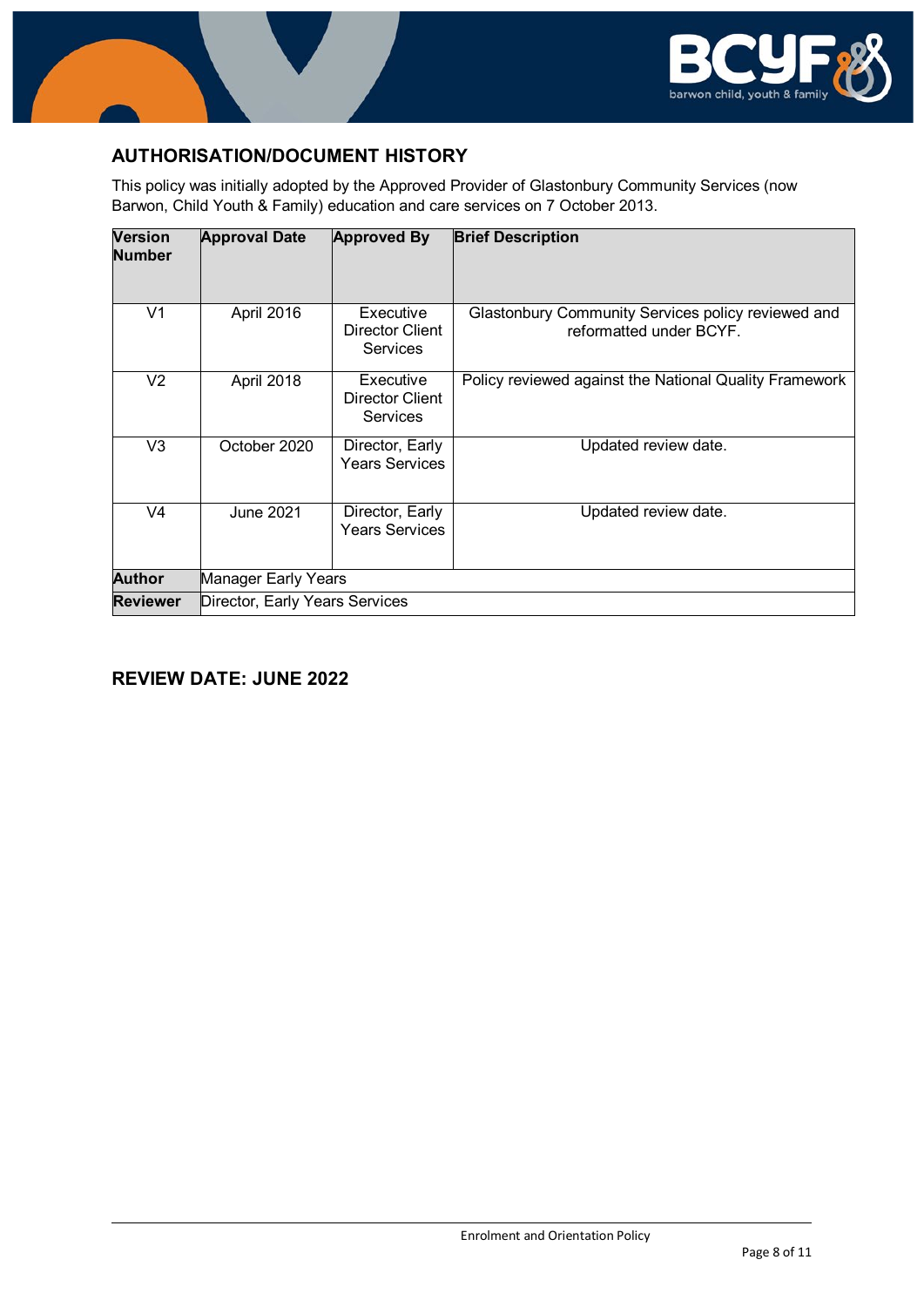## AUTHORISATION/DOCUMENT HISTORY

This policy was initially adopted by the Approved Provider of Glastonbury Community Services (now Barwon, Child Youth & Family) education and care services on 7 October 2013.

| Version Number | Approval Date | Approved By | Brief Description |
|---|---|---|---|
| V1 | April 2016 | Executive Director Client Services | Glastonbury Community Services policy reviewed and reformatted under BCYF. |
| V2 | April 2018 | Executive Director Client Services | Policy reviewed against the National Quality Framework |
| V3 | October 2020 | Director, Early Years Services | Updated review date. |
| V4 | June 2021 | Director, Early Years Services | Updated review date. |
| **Author** | Manager Early Years | | |
| **Reviewer** | Director, Early Years Services | | |

## REVIEW DATE: JUNE 2022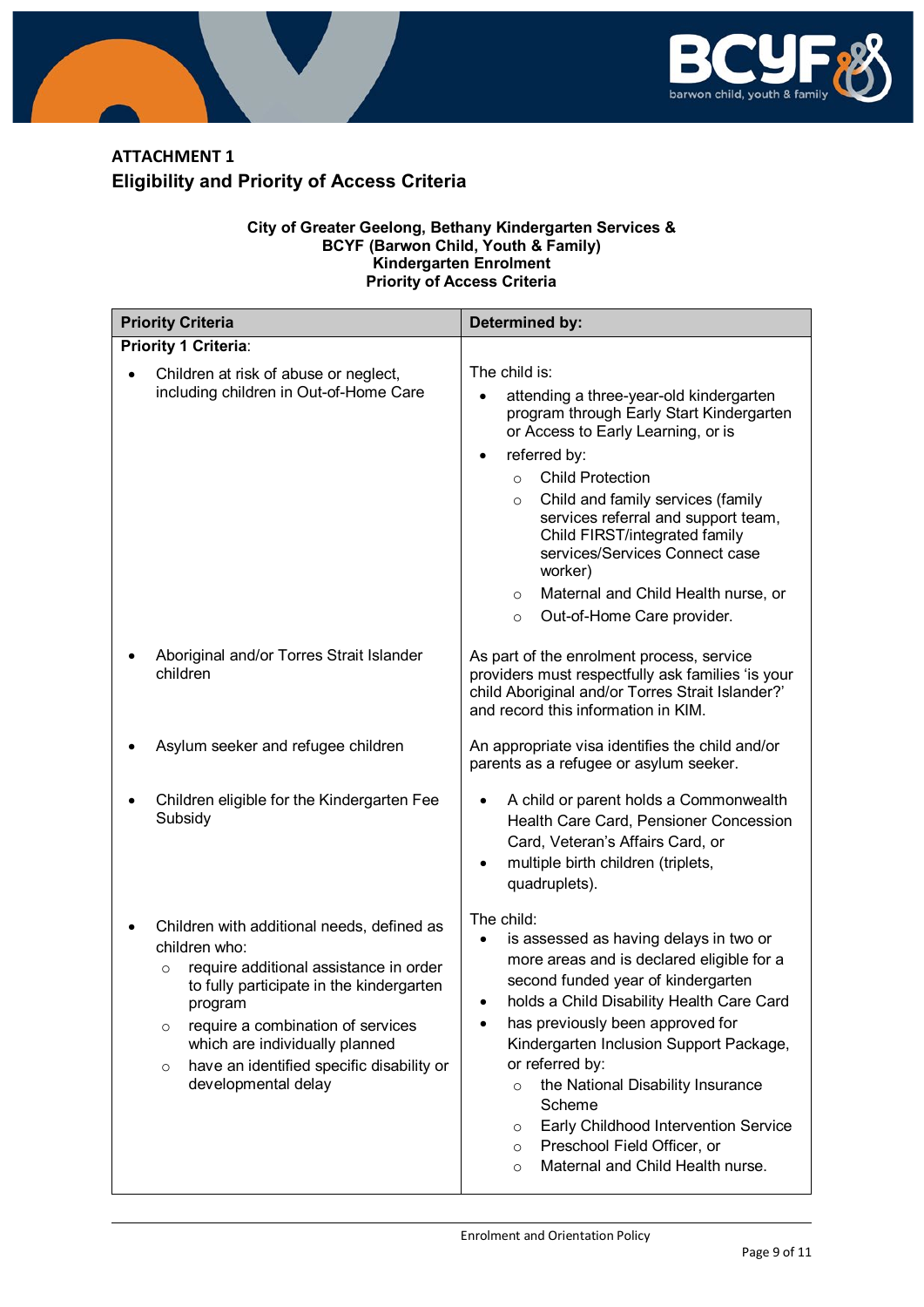## ATTACHMENT 1
## Eligibility and Priority of Access Criteria

**City of Greater Geelong, Bethany Kindergarten Services & BCYF (Barwon Child, Youth & Family)**
**Kindergarten Enrolment**
**Priority of Access Criteria**

| Priority Criteria | Determined by: |
|---|---|
| **Priority 1 Criteria**: | |
| • Children at risk of abuse or neglect, including children in Out-of-Home Care | The child is:<br>• attending a three-year-old kindergarten program through Early Start Kindergarten or Access to Early Learning, or is<br>• referred by:<br>  ○ Child Protection<br>  ○ Child and family services (family services referral and support team, Child FIRST/integrated family services/Services Connect case worker)<br>  ○ Maternal and Child Health nurse, or<br>  ○ Out-of-Home Care provider. |
| • Aboriginal and/or Torres Strait Islander children | As part of the enrolment process, service providers must respectfully ask families 'is your child Aboriginal and/or Torres Strait Islander?' and record this information in KIM. |
| • Asylum seeker and refugee children | An appropriate visa identifies the child and/or parents as a refugee or asylum seeker. |
| • Children eligible for the Kindergarten Fee Subsidy | • A child or parent holds a Commonwealth Health Care Card, Pensioner Concession Card, Veteran's Affairs Card, or<br>• multiple birth children (triplets, quadruplets). |
| • Children with additional needs, defined as children who:<br>  ○ require additional assistance in order to fully participate in the kindergarten program<br>  ○ require a combination of services which are individually planned<br>  ○ have an identified specific disability or developmental delay | The child:<br>• is assessed as having delays in two or more areas and is declared eligible for a second funded year of kindergarten<br>• holds a Child Disability Health Care Card<br>• has previously been approved for Kindergarten Inclusion Support Package, or referred by:<br>  ○ the National Disability Insurance Scheme<br>  ○ Early Childhood Intervention Service<br>  ○ Preschool Field Officer, or<br>  ○ Maternal and Child Health nurse. |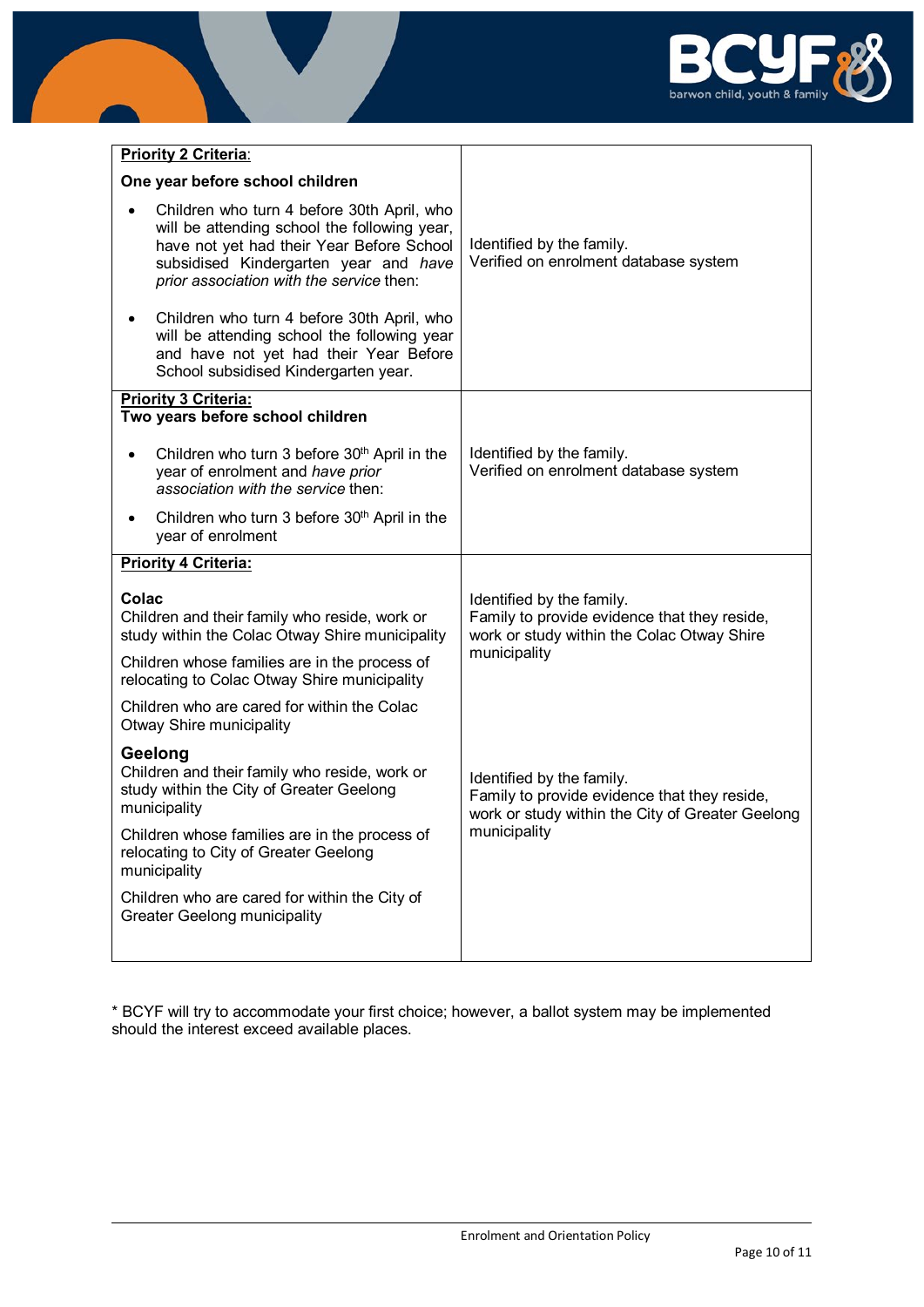| Criteria | Evidence |
|---|---|
| **Priority 2 Criteria**:<br>**One year before school children**<br>• Children who turn 4 before 30th April, who will be attending school the following year, have not yet had their Year Before School subsidised Kindergarten year and *have prior association with the service* then:<br>• Children who turn 4 before 30th April, who will be attending school the following year and have not yet had their Year Before School subsidised Kindergarten year. | Identified by the family.<br>Verified on enrolment database system |
| **Priority 3 Criteria:**<br>**Two years before school children**<br>• Children who turn 3 before 30th April in the year of enrolment and *have prior association with the service* then:<br>• Children who turn 3 before 30th April in the year of enrolment | Identified by the family.<br>Verified on enrolment database system |
| **Priority 4 Criteria:**<br>**Colac**<br>Children and their family who reside, work or study within the Colac Otway Shire municipality<br>Children whose families are in the process of relocating to Colac Otway Shire municipality<br>Children who are cared for within the Colac Otway Shire municipality | Identified by the family.<br>Family to provide evidence that they reside, work or study within the Colac Otway Shire municipality |
| **Geelong**<br>Children and their family who reside, work or study within the City of Greater Geelong municipality<br>Children whose families are in the process of relocating to City of Greater Geelong municipality<br>Children who are cared for within the City of Greater Geelong municipality | Identified by the family.<br>Family to provide evidence that they reside, work or study within the City of Greater Geelong municipality |

* BCYF will try to accommodate your first choice; however, a ballot system may be implemented should the interest exceed available places.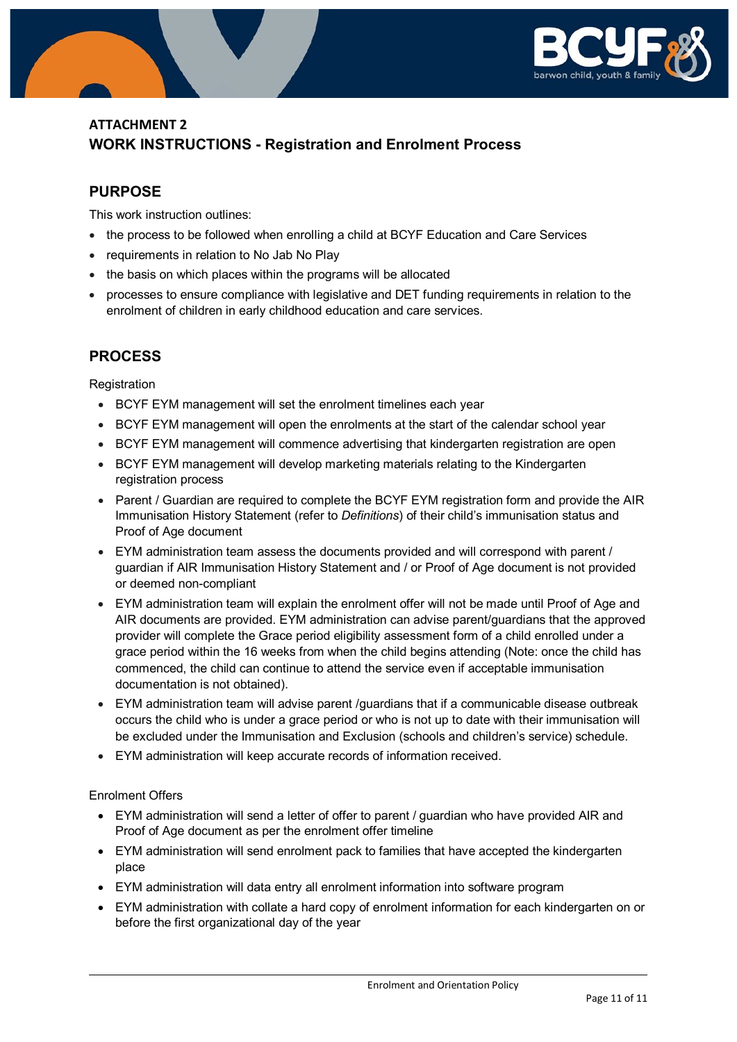## ATTACHMENT 2

## WORK INSTRUCTIONS - Registration and Enrolment Process

## PURPOSE

This work instruction outlines:

- the process to be followed when enrolling a child at BCYF Education and Care Services
- requirements in relation to No Jab No Play
- the basis on which places within the programs will be allocated
- processes to ensure compliance with legislative and DET funding requirements in relation to the enrolment of children in early childhood education and care services.

## PROCESS

Registration

- BCYF EYM management will set the enrolment timelines each year
- BCYF EYM management will open the enrolments at the start of the calendar school year
- BCYF EYM management will commence advertising that kindergarten registration are open
- BCYF EYM management will develop marketing materials relating to the Kindergarten registration process
- Parent / Guardian are required to complete the BCYF EYM registration form and provide the AIR Immunisation History Statement (refer to *Definitions*) of their child's immunisation status and Proof of Age document
- EYM administration team assess the documents provided and will correspond with parent / guardian if AIR Immunisation History Statement and / or Proof of Age document is not provided or deemed non-compliant
- EYM administration team will explain the enrolment offer will not be made until Proof of Age and AIR documents are provided. EYM administration can advise parent/guardians that the approved provider will complete the Grace period eligibility assessment form of a child enrolled under a grace period within the 16 weeks from when the child begins attending (Note: once the child has commenced, the child can continue to attend the service even if acceptable immunisation documentation is not obtained).
- EYM administration team will advise parent /guardians that if a communicable disease outbreak occurs the child who is under a grace period or who is not up to date with their immunisation will be excluded under the Immunisation and Exclusion (schools and children's service) schedule.
- EYM administration will keep accurate records of information received.

Enrolment Offers

- EYM administration will send a letter of offer to parent / guardian who have provided AIR and Proof of Age document as per the enrolment offer timeline
- EYM administration will send enrolment pack to families that have accepted the kindergarten place
- EYM administration will data entry all enrolment information into software program
- EYM administration with collate a hard copy of enrolment information for each kindergarten on or before the first organizational day of the year